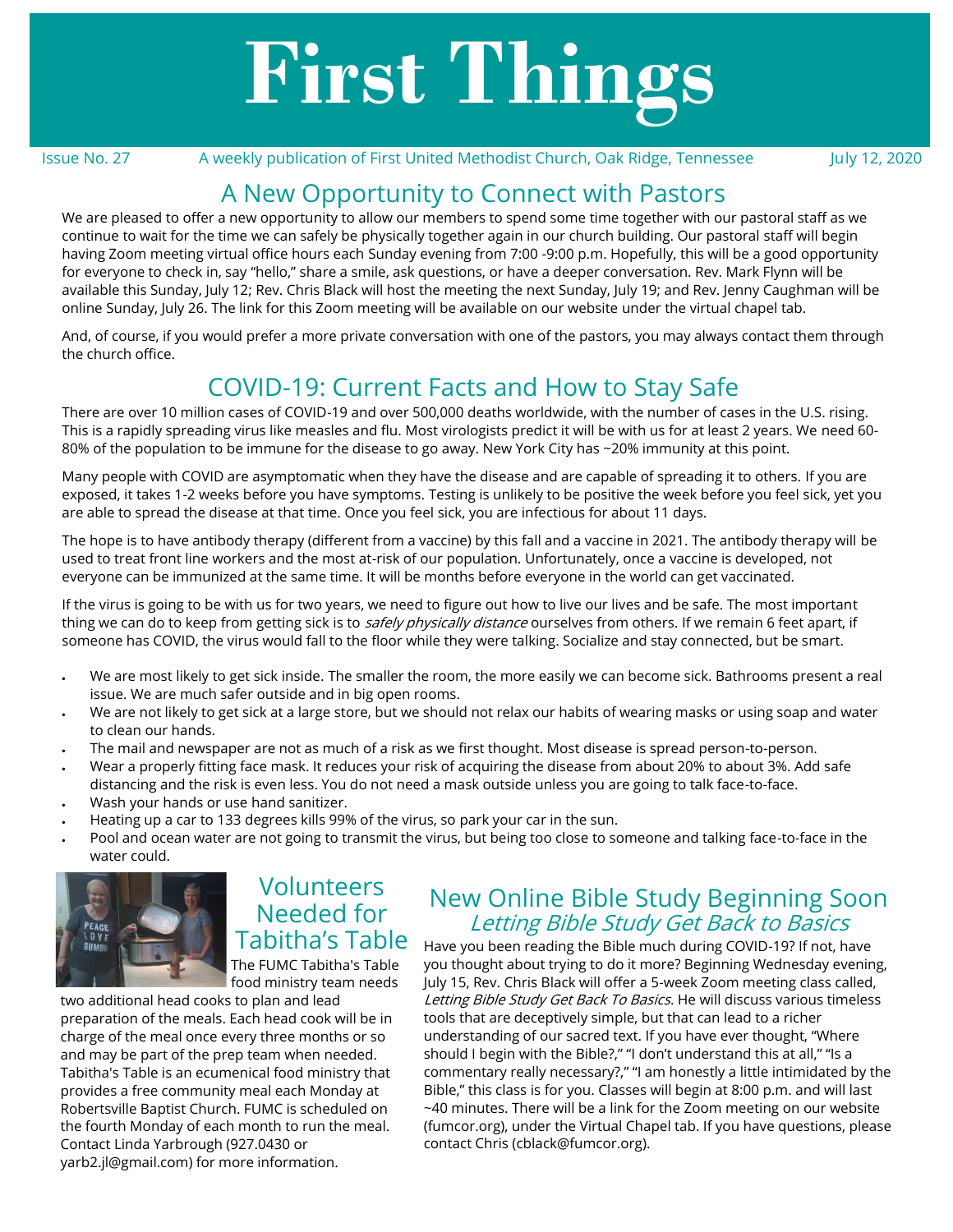# First Things

Issue No. 27 A weekly publication of First United Methodist Church, Oak Ridge, Tennessee July 12, 2020

## A New Opportunity to Connect with Pastors

We are pleased to offer a new opportunity to allow our members to spend some time together with our pastoral staff as we continue to wait for the time we can safely be physically together again in our church building. Our pastoral staff will begin having Zoom meeting virtual office hours each Sunday evening from 7:00 -9:00 p.m. Hopefully, this will be a good opportunity for everyone to check in, say "hello," share a smile, ask questions, or have a deeper conversation. Rev. Mark Flynn will be available this Sunday, July 12; Rev. Chris Black will host the meeting the next Sunday, July 19; and Rev. Jenny Caughman will be online Sunday, July 26. The link for this Zoom meeting will be available on our website under the virtual chapel tab.

And, of course, if you would prefer a more private conversation with one of the pastors, you may always contact them through the church office.

## COVID-19: Current Facts and How to Stay Safe

There are over 10 million cases of COVID-19 and over 500,000 deaths worldwide, with the number of cases in the U.S. rising. This is a rapidly spreading virus like measles and flu. Most virologists predict it will be with us for at least 2 years. We need 60-80% of the population to be immune for the disease to go away. New York City has ~20% immunity at this point.

Many people with COVID are asymptomatic when they have the disease and are capable of spreading it to others. If you are exposed, it takes 1-2 weeks before you have symptoms. Testing is unlikely to be positive the week before you feel sick, yet you are able to spread the disease at that time. Once you feel sick, you are infectious for about 11 days.

The hope is to have antibody therapy (different from a vaccine) by this fall and a vaccine in 2021. The antibody therapy will be used to treat front line workers and the most at-risk of our population. Unfortunately, once a vaccine is developed, not everyone can be immunized at the same time. It will be months before everyone in the world can get vaccinated.

If the virus is going to be with us for two years, we need to figure out how to live our lives and be safe. The most important thing we can do to keep from getting sick is to *safely physically distance* ourselves from others. If we remain 6 feet apart, if someone has COVID, the virus would fall to the floor while they were talking. Socialize and stay connected, but be smart.

- We are most likely to get sick inside. The smaller the room, the more easily we can become sick. Bathrooms present a real issue. We are much safer outside and in big open rooms.
- We are not likely to get sick at a large store, but we should not relax our habits of wearing masks or using soap and water to clean our hands.
- The mail and newspaper are not as much of a risk as we first thought. Most disease is spread person-to-person.
- Wear a properly fitting face mask. It reduces your risk of acquiring the disease from about 20% to about 3%. Add safe distancing and the risk is even less. You do not need a mask outside unless you are going to talk face-to-face.
- Wash your hands or use hand sanitizer.
- Heating up a car to 133 degrees kills 99% of the virus, so park your car in the sun.
- Pool and ocean water are not going to transmit the virus, but being too close to someone and talking face-to-face in the water could.

## Volunteers Needed for Tabitha's Table

The FUMC Tabitha's Table food ministry team needs two additional head cooks to plan and lead preparation of the meals. Each head cook will be in charge of the meal once every three months or so and may be part of the prep team when needed. Tabitha's Table is an ecumenical food ministry that provides a free community meal each Monday at Robertsville Baptist Church. FUMC is scheduled on the fourth Monday of each month to run the meal. Contact Linda Yarbrough (927.0430 or yarb2.jl@gmail.com) for more information.

## New Online Bible Study Beginning Soon
### *Letting Bible Study Get Back to Basics*

Have you been reading the Bible much during COVID-19? If not, have you thought about trying to do it more? Beginning Wednesday evening, July 15, Rev. Chris Black will offer a 5-week Zoom meeting class called, *Letting Bible Study Get Back To Basics*. He will discuss various timeless tools that are deceptively simple, but that can lead to a richer understanding of our sacred text. If you have ever thought, "Where should I begin with the Bible?," "I don't understand this at all," "Is a commentary really necessary?," "I am honestly a little intimidated by the Bible," this class is for you. Classes will begin at 8:00 p.m. and will last ~40 minutes. There will be a link for the Zoom meeting on our website (fumcor.org), under the Virtual Chapel tab. If you have questions, please contact Chris (cblack@fumcor.org).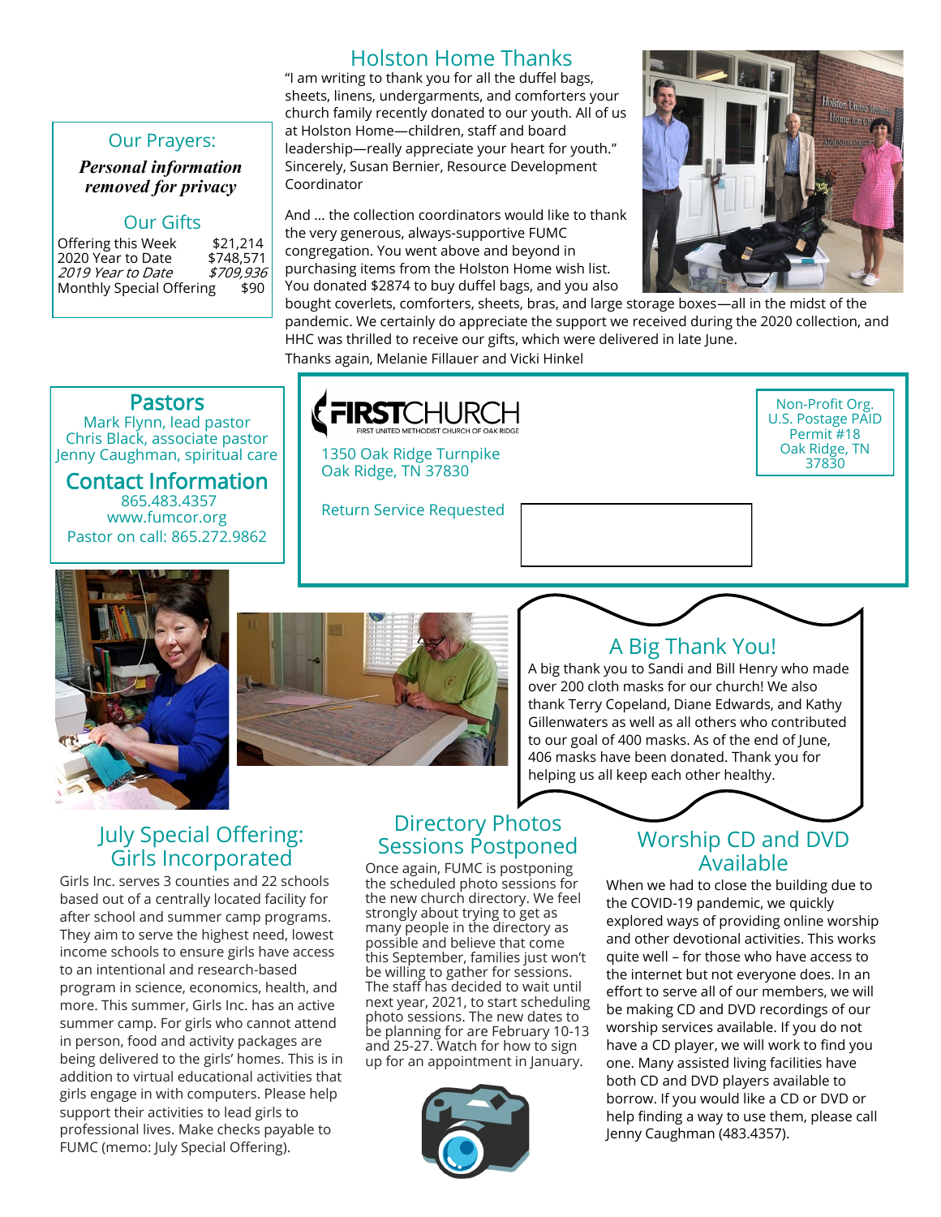## Our Prayers:

***Personal information removed for privacy***

## Our Gifts

| | |
|---|---|
| Offering this Week | $21,214 |
| 2020 Year to Date | $748,571 |
| *2019 Year to Date* | *$709,936* |
| Monthly Special Offering | $90 |

## Holston Home Thanks

"I am writing to thank you for all the duffel bags, sheets, linens, undergarments, and comforters your church family recently donated to our youth. All of us at Holston Home—children, staff and board leadership—really appreciate your heart for youth." Sincerely, Susan Bernier, Resource Development Coordinator

And … the collection coordinators would like to thank the very generous, always-supportive FUMC congregation. You went above and beyond in purchasing items from the Holston Home wish list. You donated $2874 to buy duffel bags, and you also bought coverlets, comforters, sheets, bras, and large storage boxes—all in the midst of the pandemic. We certainly do appreciate the support we received during the 2020 collection, and HHC was thrilled to receive our gifts, which were delivered in late June.

Thanks again, Melanie Fillauer and Vicki Hinkel

## Pastors

Mark Flynn, lead pastor
Chris Black, associate pastor
Jenny Caughman, spiritual care

## Contact Information

865.483.4357
www.fumcor.org
Pastor on call: 865.272.9862

FIRSTCHURCH
FIRST UNITED METHODIST CHURCH OF OAK RIDGE

1350 Oak Ridge Turnpike
Oak Ridge, TN 37830

Return Service Requested

Non-Profit Org.
U.S. Postage PAID
Permit #18
Oak Ridge, TN
37830

## A Big Thank You!

A big thank you to Sandi and Bill Henry who made over 200 cloth masks for our church! We also thank Terry Copeland, Diane Edwards, and Kathy Gillenwaters as well as all others who contributed to our goal of 400 masks. As of the end of June, 406 masks have been donated. Thank you for helping us all keep each other healthy.

## July Special Offering: Girls Incorporated

Girls Inc. serves 3 counties and 22 schools based out of a centrally located facility for after school and summer camp programs. They aim to serve the highest need, lowest income schools to ensure girls have access to an intentional and research-based program in science, economics, health, and more. This summer, Girls Inc. has an active summer camp. For girls who cannot attend in person, food and activity packages are being delivered to the girls' homes. This is in addition to virtual educational activities that girls engage in with computers. Please help support their activities to lead girls to professional lives. Make checks payable to FUMC (memo: July Special Offering).

## Directory Photos Sessions Postponed

Once again, FUMC is postponing the scheduled photo sessions for the new church directory. We feel strongly about trying to get as many people in the directory as possible and believe that come this September, families just won't be willing to gather for sessions. The staff has decided to wait until next year, 2021, to start scheduling photo sessions. The new dates to be planning for are February 10-13 and 25-27. Watch for how to sign up for an appointment in January.

## Worship CD and DVD Available

When we had to close the building due to the COVID-19 pandemic, we quickly explored ways of providing online worship and other devotional activities. This works quite well – for those who have access to the internet but not everyone does. In an effort to serve all of our members, we will be making CD and DVD recordings of our worship services available. If you do not have a CD player, we will work to find you one. Many assisted living facilities have both CD and DVD players available to borrow. If you would like a CD or DVD or help finding a way to use them, please call Jenny Caughman (483.4357).